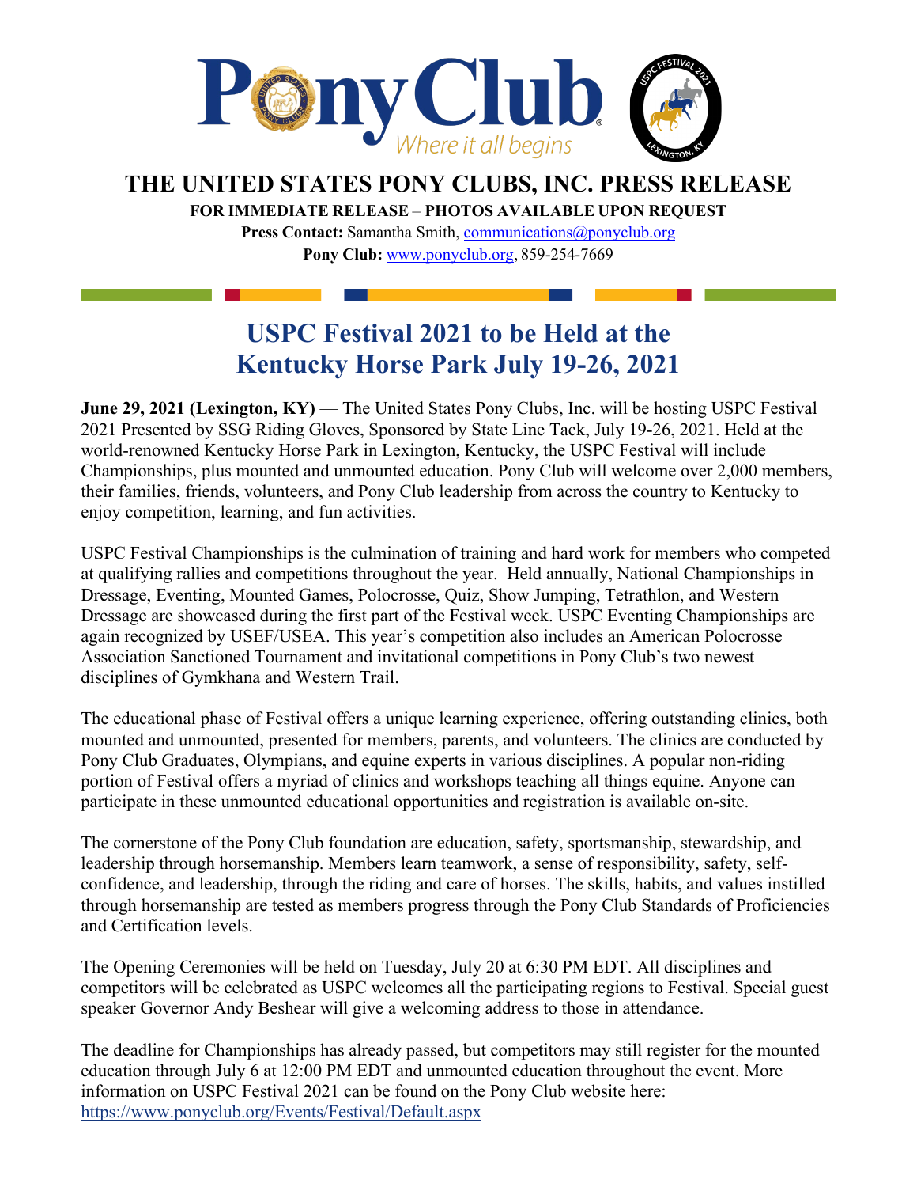# THE UNITED STATES PONY CLUBS, INC. PRESS RELEASE

**FOR IMMEDIATE RELEASE – PHOTOS AVAILABLE UPON REQUEST**

**Press Contact:** Samantha Smith, communications@ponyclub.org

**Pony Club:** www.ponyclub.org, 859-254-7669

## USPC Festival 2021 to be Held at the Kentucky Horse Park July 19-26, 2021

**June 29, 2021 (Lexington, KY)** — The United States Pony Clubs, Inc. will be hosting USPC Festival 2021 Presented by SSG Riding Gloves, Sponsored by State Line Tack, July 19-26, 2021. Held at the world-renowned Kentucky Horse Park in Lexington, Kentucky, the USPC Festival will include Championships, plus mounted and unmounted education. Pony Club will welcome over 2,000 members, their families, friends, volunteers, and Pony Club leadership from across the country to Kentucky to enjoy competition, learning, and fun activities.

USPC Festival Championships is the culmination of training and hard work for members who competed at qualifying rallies and competitions throughout the year. Held annually, National Championships in Dressage, Eventing, Mounted Games, Polocrosse, Quiz, Show Jumping, Tetrathlon, and Western Dressage are showcased during the first part of the Festival week. USPC Eventing Championships are again recognized by USEF/USEA. This year's competition also includes an American Polocrosse Association Sanctioned Tournament and invitational competitions in Pony Club's two newest disciplines of Gymkhana and Western Trail.

The educational phase of Festival offers a unique learning experience, offering outstanding clinics, both mounted and unmounted, presented for members, parents, and volunteers. The clinics are conducted by Pony Club Graduates, Olympians, and equine experts in various disciplines. A popular non-riding portion of Festival offers a myriad of clinics and workshops teaching all things equine. Anyone can participate in these unmounted educational opportunities and registration is available on-site.

The cornerstone of the Pony Club foundation are education, safety, sportsmanship, stewardship, and leadership through horsemanship. Members learn teamwork, a sense of responsibility, safety, self-confidence, and leadership, through the riding and care of horses. The skills, habits, and values instilled through horsemanship are tested as members progress through the Pony Club Standards of Proficiencies and Certification levels.

The Opening Ceremonies will be held on Tuesday, July 20 at 6:30 PM EDT. All disciplines and competitors will be celebrated as USPC welcomes all the participating regions to Festival. Special guest speaker Governor Andy Beshear will give a welcoming address to those in attendance.

The deadline for Championships has already passed, but competitors may still register for the mounted education through July 6 at 12:00 PM EDT and unmounted education throughout the event. More information on USPC Festival 2021 can be found on the Pony Club website here: https://www.ponyclub.org/Events/Festival/Default.aspx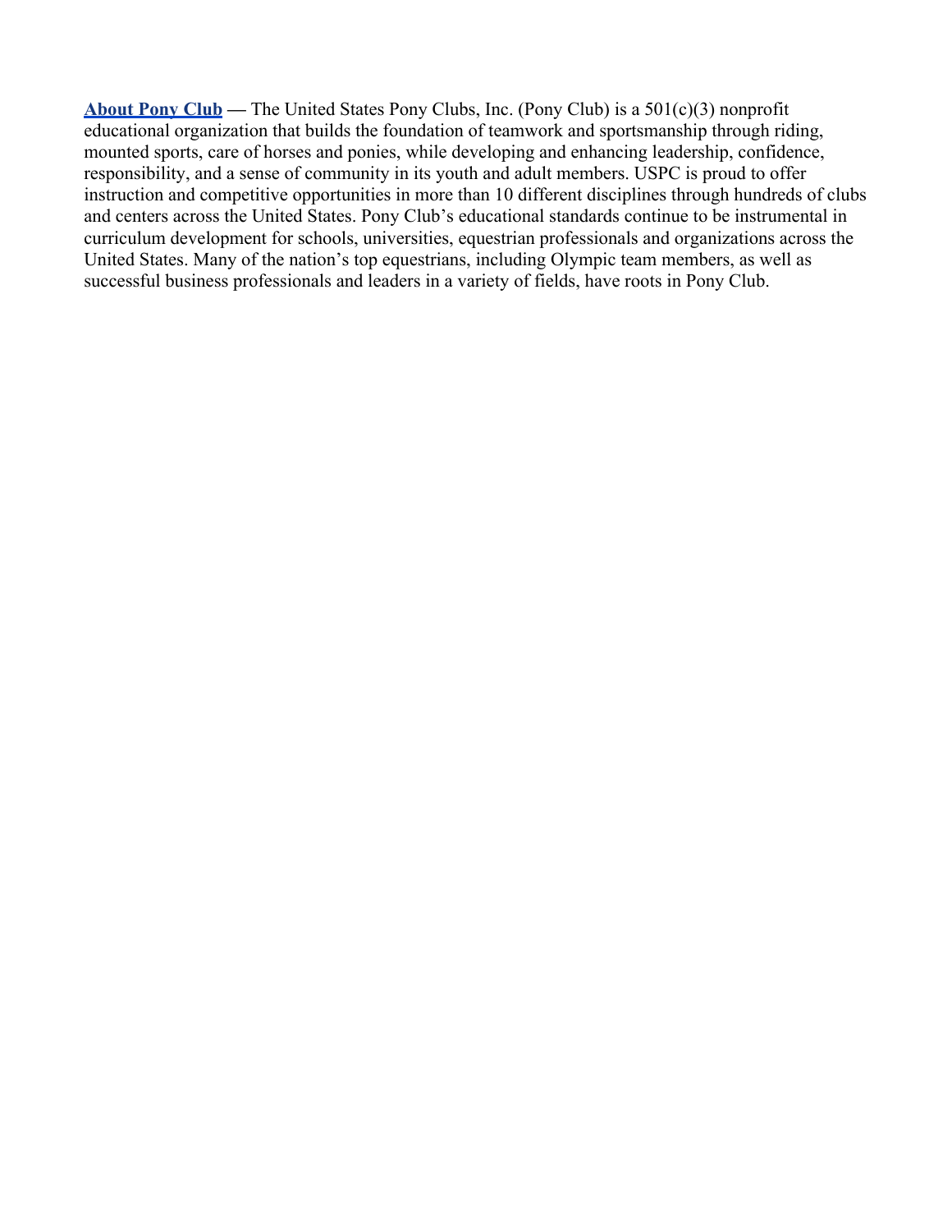**About Pony Club** — The United States Pony Clubs, Inc. (Pony Club) is a 501(c)(3) nonprofit educational organization that builds the foundation of teamwork and sportsmanship through riding, mounted sports, care of horses and ponies, while developing and enhancing leadership, confidence, responsibility, and a sense of community in its youth and adult members. USPC is proud to offer instruction and competitive opportunities in more than 10 different disciplines through hundreds of clubs and centers across the United States. Pony Club's educational standards continue to be instrumental in curriculum development for schools, universities, equestrian professionals and organizations across the United States. Many of the nation's top equestrians, including Olympic team members, as well as successful business professionals and leaders in a variety of fields, have roots in Pony Club.